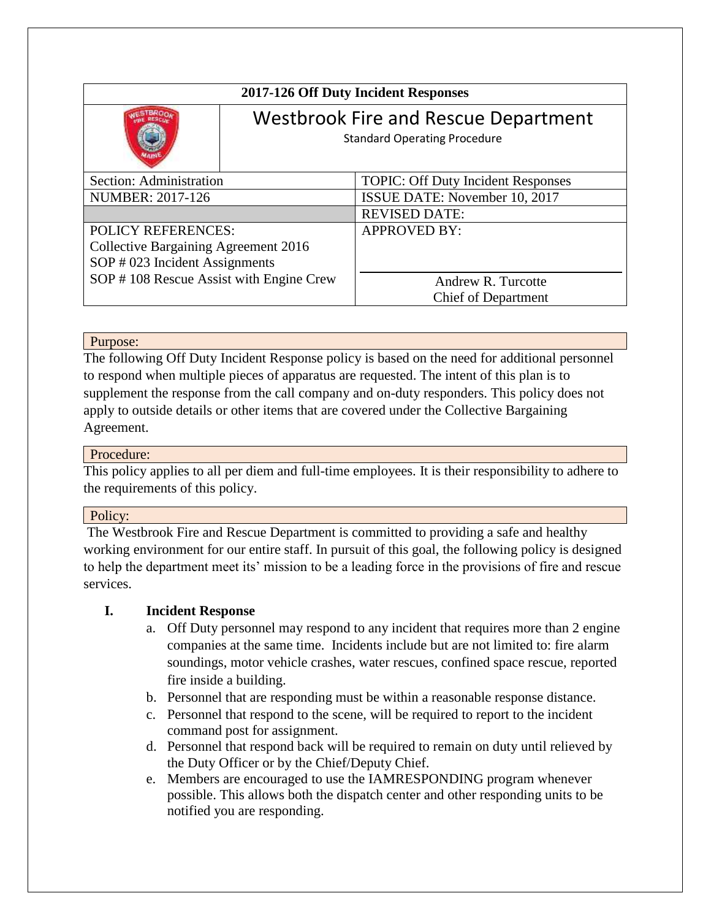| 2017-126 Off Duty Incident Responses | |
|---|---|
| | **Westbrook Fire and Rescue Department**<br>Standard Operating Procedure |
| Section: Administration | TOPIC: Off Duty Incident Responses |
| NUMBER: 2017-126 | ISSUE DATE: November 10, 2017 |
| | REVISED DATE: |
| POLICY REFERENCES:<br>Collective Bargaining Agreement 2016<br>SOP # 023 Incident Assignments<br>SOP # 108 Rescue Assist with Engine Crew | APPROVED BY:<br><br>Andrew R. Turcotte<br>Chief of Department |

## Purpose:

The following Off Duty Incident Response policy is based on the need for additional personnel to respond when multiple pieces of apparatus are requested. The intent of this plan is to supplement the response from the call company and on-duty responders. This policy does not apply to outside details or other items that are covered under the Collective Bargaining Agreement.

## Procedure:

This policy applies to all per diem and full-time employees. It is their responsibility to adhere to the requirements of this policy.

## Policy:

The Westbrook Fire and Rescue Department is committed to providing a safe and healthy working environment for our entire staff. In pursuit of this goal, the following policy is designed to help the department meet its' mission to be a leading force in the provisions of fire and rescue services.

### I. Incident Response

a. Off Duty personnel may respond to any incident that requires more than 2 engine companies at the same time. Incidents include but are not limited to: fire alarm soundings, motor vehicle crashes, water rescues, confined space rescue, reported fire inside a building.

b. Personnel that are responding must be within a reasonable response distance.

c. Personnel that respond to the scene, will be required to report to the incident command post for assignment.

d. Personnel that respond back will be required to remain on duty until relieved by the Duty Officer or by the Chief/Deputy Chief.

e. Members are encouraged to use the IAMRESPONDING program whenever possible. This allows both the dispatch center and other responding units to be notified you are responding.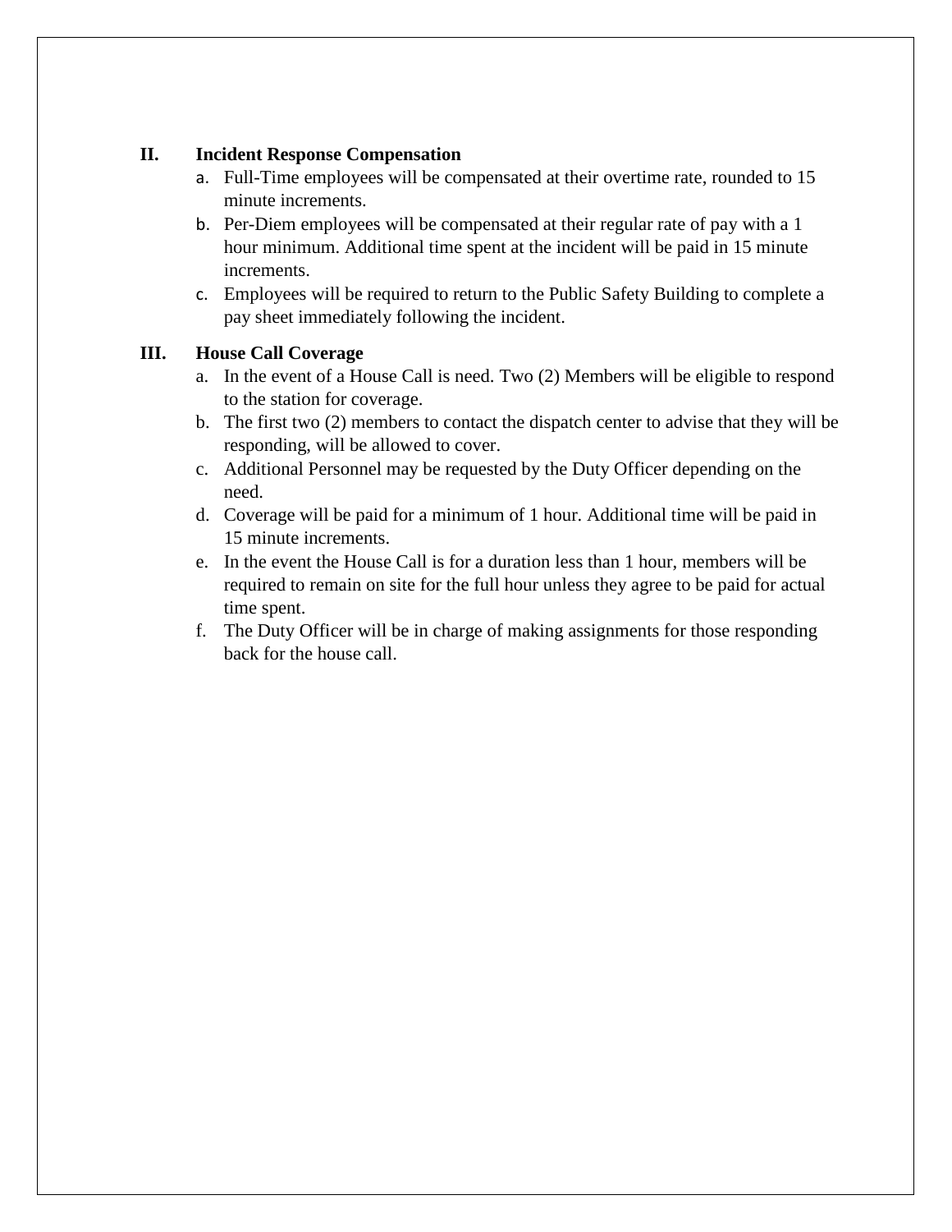## II. Incident Response Compensation

a. Full-Time employees will be compensated at their overtime rate, rounded to 15 minute increments.

b. Per-Diem employees will be compensated at their regular rate of pay with a 1 hour minimum. Additional time spent at the incident will be paid in 15 minute increments.

c. Employees will be required to return to the Public Safety Building to complete a pay sheet immediately following the incident.

## III. House Call Coverage

a. In the event of a House Call is need. Two (2) Members will be eligible to respond to the station for coverage.

b. The first two (2) members to contact the dispatch center to advise that they will be responding, will be allowed to cover.

c. Additional Personnel may be requested by the Duty Officer depending on the need.

d. Coverage will be paid for a minimum of 1 hour. Additional time will be paid in 15 minute increments.

e. In the event the House Call is for a duration less than 1 hour, members will be required to remain on site for the full hour unless they agree to be paid for actual time spent.

f. The Duty Officer will be in charge of making assignments for those responding back for the house call.